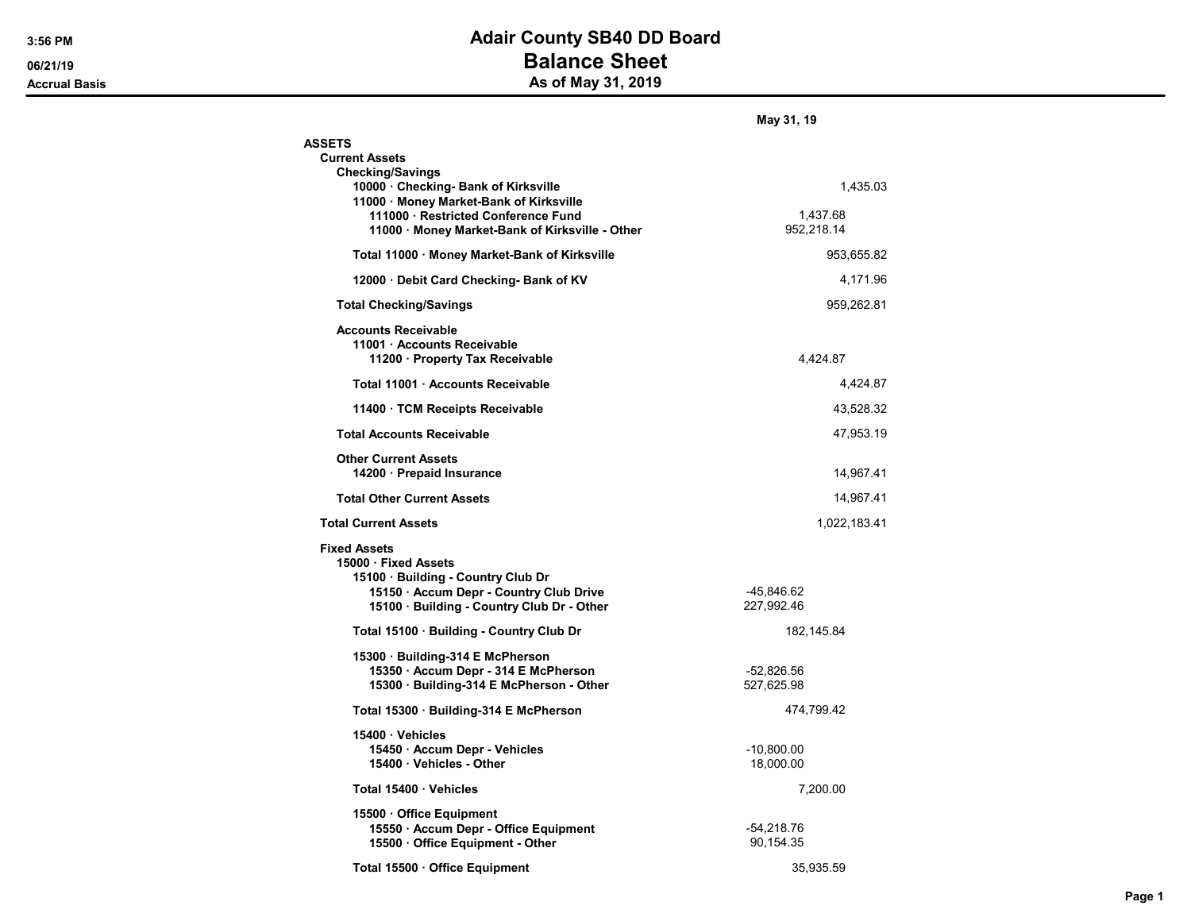# Adair County SB40 DD Board

## Balance Sheet

### As of May 31, 2019

3:56 PM
06/21/19
Accrual Basis

| | | May 31, 19 |
|---|---|---|
| **ASSETS** | | |
| **Current Assets** | | |
| **Checking/Savings** | | |
| **10000 · Checking- Bank of Kirksville** | | 1,435.03 |
| **11000 · Money Market-Bank of Kirksville** | | |
| **111000 · Restricted Conference Fund** | 1,437.68 | |
| **11000 · Money Market-Bank of Kirksville - Other** | 952,218.14 | |
| **Total 11000 · Money Market-Bank of Kirksville** | | 953,655.82 |
| **12000 · Debit Card Checking- Bank of KV** | | 4,171.96 |
| **Total Checking/Savings** | | 959,262.81 |
| **Accounts Receivable** | | |
| **11001 · Accounts Receivable** | | |
| **11200 · Property Tax Receivable** | 4,424.87 | |
| **Total 11001 · Accounts Receivable** | | 4,424.87 |
| **11400 · TCM Receipts Receivable** | | 43,528.32 |
| **Total Accounts Receivable** | | 47,953.19 |
| **Other Current Assets** | | |
| **14200 · Prepaid Insurance** | | 14,967.41 |
| **Total Other Current Assets** | | 14,967.41 |
| **Total Current Assets** | | 1,022,183.41 |
| **Fixed Assets** | | |
| **15000 · Fixed Assets** | | |
| **15100 · Building - Country Club Dr** | | |
| **15150 · Accum Depr - Country Club Drive** | -45,846.62 | |
| **15100 · Building - Country Club Dr - Other** | 227,992.46 | |
| **Total 15100 · Building - Country Club Dr** | 182,145.84 | |
| **15300 · Building-314 E McPherson** | | |
| **15350 · Accum Depr - 314 E McPherson** | -52,826.56 | |
| **15300 · Building-314 E McPherson - Other** | 527,625.98 | |
| **Total 15300 · Building-314 E McPherson** | 474,799.42 | |
| **15400 · Vehicles** | | |
| **15450 · Accum Depr - Vehicles** | -10,800.00 | |
| **15400 · Vehicles - Other** | 18,000.00 | |
| **Total 15400 · Vehicles** | 7,200.00 | |
| **15500 · Office Equipment** | | |
| **15550 · Accum Depr - Office Equipment** | -54,218.76 | |
| **15500 · Office Equipment - Other** | 90,154.35 | |
| **Total 15500 · Office Equipment** | 35,935.59 | |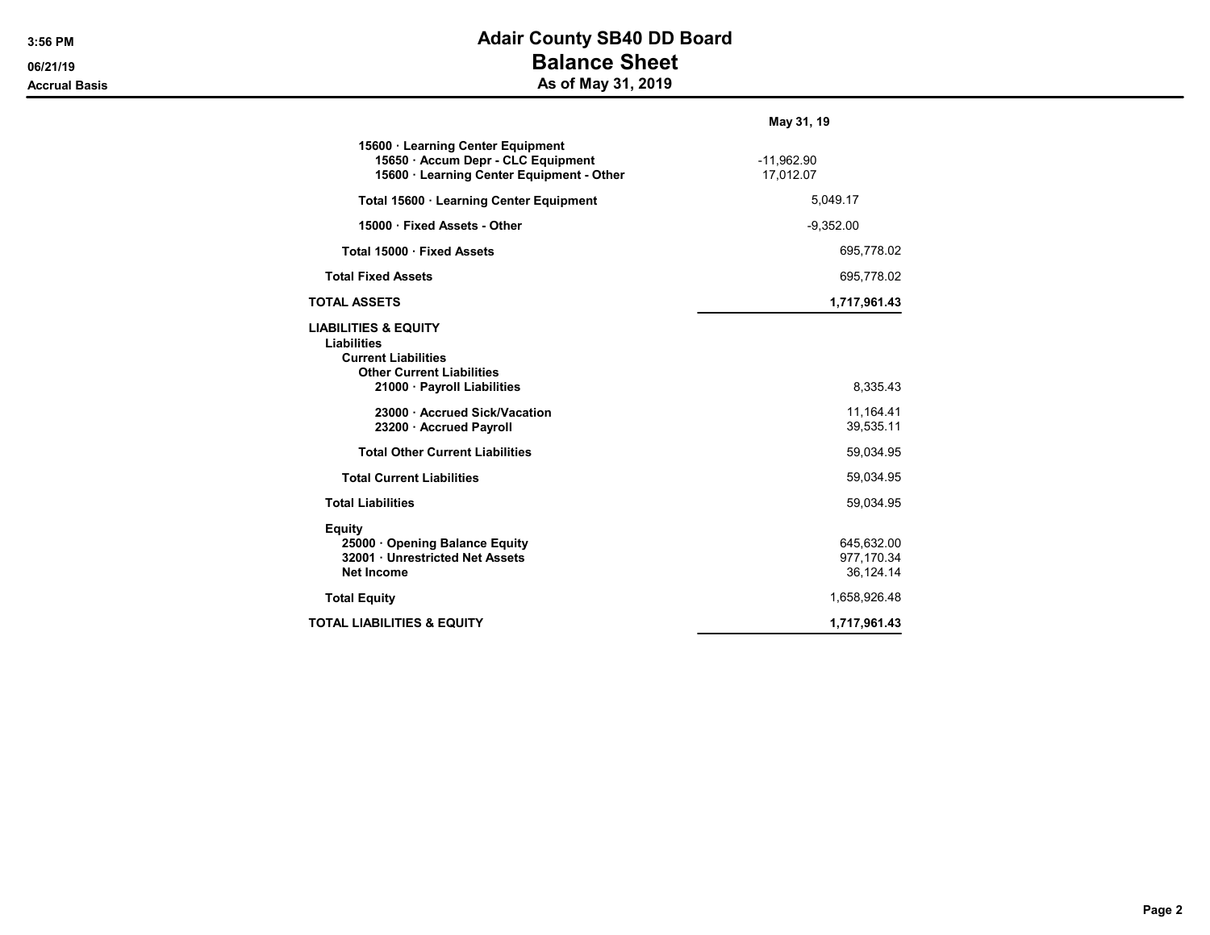# Adair County SB40 DD Board
## Balance Sheet
### As of May 31, 2019

3:56 PM
06/21/19
Accrual Basis

| | | May 31, 19 |
|---|---|---|
| 15600 · Learning Center Equipment | | |
| 15650 · Accum Depr - CLC Equipment | -11,962.90 | |
| 15600 · Learning Center Equipment - Other | 17,012.07 | |
| **Total 15600 · Learning Center Equipment** | 5,049.17 | |
| 15000 · Fixed Assets - Other | -9,352.00 | |
| **Total 15000 · Fixed Assets** | | 695,778.02 |
| **Total Fixed Assets** | | 695,778.02 |
| **TOTAL ASSETS** | | **1,717,961.43** |
| **LIABILITIES & EQUITY** | | |
| Liabilities | | |
| Current Liabilities | | |
| Other Current Liabilities | | |
| 21000 · Payroll Liabilities | | 8,335.43 |
| 23000 · Accrued Sick/Vacation | | 11,164.41 |
| 23200 · Accrued Payroll | | 39,535.11 |
| **Total Other Current Liabilities** | | 59,034.95 |
| **Total Current Liabilities** | | 59,034.95 |
| **Total Liabilities** | | 59,034.95 |
| Equity | | |
| 25000 · Opening Balance Equity | | 645,632.00 |
| 32001 · Unrestricted Net Assets | | 977,170.34 |
| Net Income | | 36,124.14 |
| **Total Equity** | | 1,658,926.48 |
| **TOTAL LIABILITIES & EQUITY** | | **1,717,961.43** |